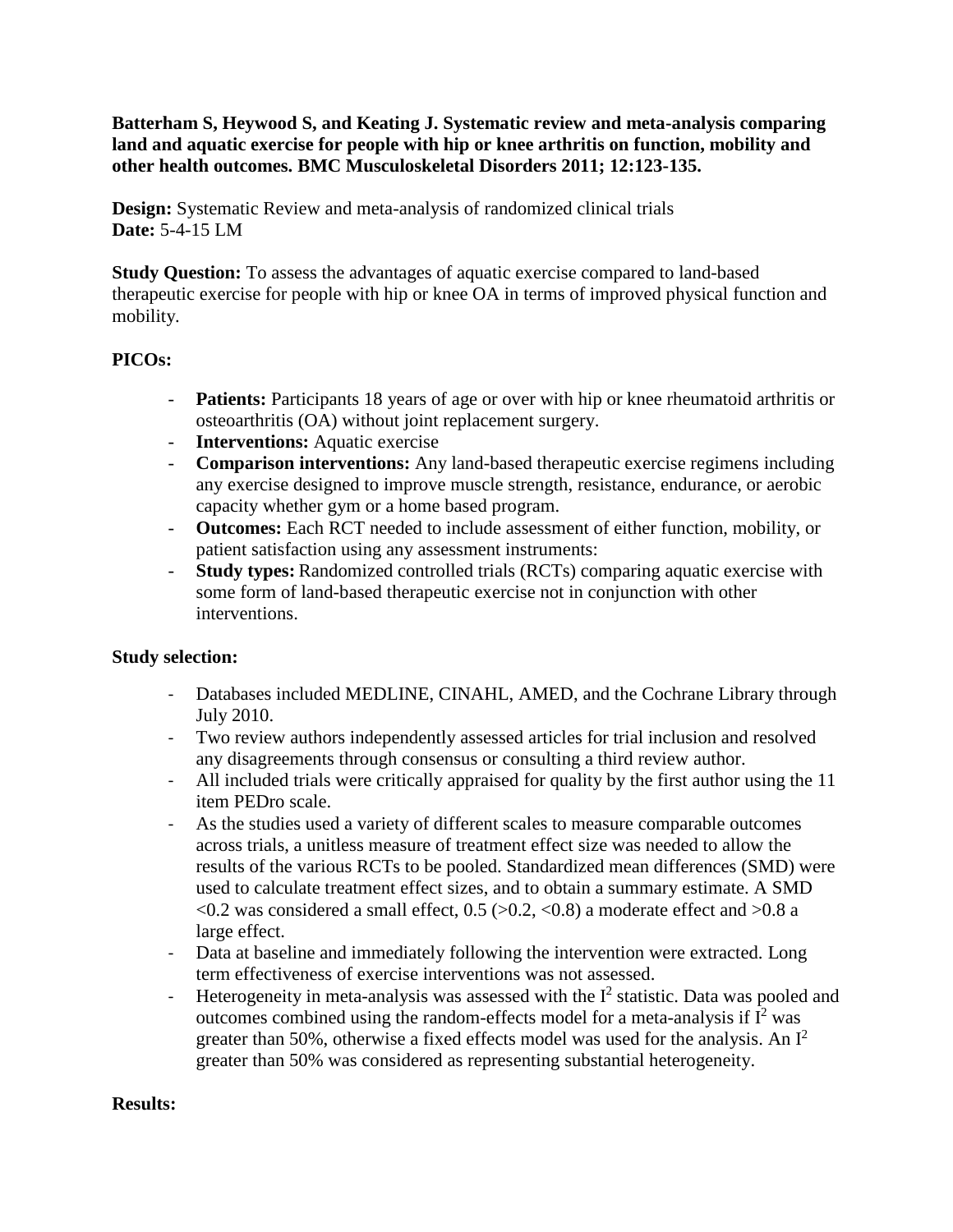**Batterham S, Heywood S, and Keating J. Systematic review and meta-analysis comparing land and aquatic exercise for people with hip or knee arthritis on function, mobility and other health outcomes. BMC Musculoskeletal Disorders 2011; 12:123-135.**

**Design:** Systematic Review and meta-analysis of randomized clinical trials
**Date:** 5-4-15 LM

**Study Question:** To assess the advantages of aquatic exercise compared to land-based therapeutic exercise for people with hip or knee OA in terms of improved physical function and mobility.

**PICOs:**

- **Patients:** Participants 18 years of age or over with hip or knee rheumatoid arthritis or osteoarthritis (OA) without joint replacement surgery.
- **Interventions:** Aquatic exercise
- **Comparison interventions:** Any land-based therapeutic exercise regimens including any exercise designed to improve muscle strength, resistance, endurance, or aerobic capacity whether gym or a home based program.
- **Outcomes:** Each RCT needed to include assessment of either function, mobility, or patient satisfaction using any assessment instruments:
- **Study types:** Randomized controlled trials (RCTs) comparing aquatic exercise with some form of land-based therapeutic exercise not in conjunction with other interventions.

**Study selection:**

- Databases included MEDLINE, CINAHL, AMED, and the Cochrane Library through July 2010.
- Two review authors independently assessed articles for trial inclusion and resolved any disagreements through consensus or consulting a third review author.
- All included trials were critically appraised for quality by the first author using the 11 item PEDro scale.
- As the studies used a variety of different scales to measure comparable outcomes across trials, a unitless measure of treatment effect size was needed to allow the results of the various RCTs to be pooled. Standardized mean differences (SMD) were used to calculate treatment effect sizes, and to obtain a summary estimate. A SMD $<0.2$ was considered a small effect, 0.5 ($>0.2$, $<0.8$) a moderate effect and $>0.8$ a large effect.
- Data at baseline and immediately following the intervention were extracted. Long term effectiveness of exercise interventions was not assessed.
- Heterogeneity in meta-analysis was assessed with the $I^2$ statistic. Data was pooled and outcomes combined using the random-effects model for a meta-analysis if $I^2$ was greater than 50%, otherwise a fixed effects model was used for the analysis. An $I^2$ greater than 50% was considered as representing substantial heterogeneity.

**Results:**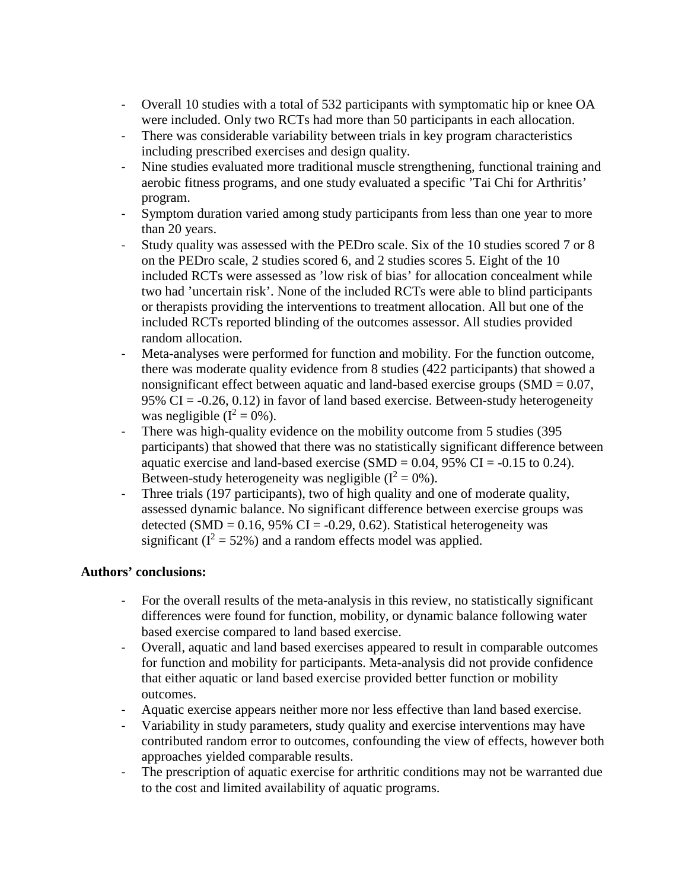- Overall 10 studies with a total of 532 participants with symptomatic hip or knee OA were included. Only two RCTs had more than 50 participants in each allocation.
- There was considerable variability between trials in key program characteristics including prescribed exercises and design quality.
- Nine studies evaluated more traditional muscle strengthening, functional training and aerobic fitness programs, and one study evaluated a specific 'Tai Chi for Arthritis' program.
- Symptom duration varied among study participants from less than one year to more than 20 years.
- Study quality was assessed with the PEDro scale. Six of the 10 studies scored 7 or 8 on the PEDro scale, 2 studies scored 6, and 2 studies scores 5. Eight of the 10 included RCTs were assessed as 'low risk of bias' for allocation concealment while two had 'uncertain risk'. None of the included RCTs were able to blind participants or therapists providing the interventions to treatment allocation. All but one of the included RCTs reported blinding of the outcomes assessor. All studies provided random allocation.
- Meta-analyses were performed for function and mobility. For the function outcome, there was moderate quality evidence from 8 studies (422 participants) that showed a nonsignificant effect between aquatic and land-based exercise groups (SMD = 0.07, 95% CI = -0.26, 0.12) in favor of land based exercise. Between-study heterogeneity was negligible ($I^2 = 0\%$).
- There was high-quality evidence on the mobility outcome from 5 studies (395 participants) that showed that there was no statistically significant difference between aquatic exercise and land-based exercise (SMD = 0.04, 95% CI = -0.15 to 0.24). Between-study heterogeneity was negligible ($I^2 = 0\%$).
- Three trials (197 participants), two of high quality and one of moderate quality, assessed dynamic balance. No significant difference between exercise groups was detected (SMD = 0.16, 95% CI = -0.29, 0.62). Statistical heterogeneity was significant ($I^2 = 52\%$) and a random effects model was applied.

**Authors' conclusions:**

- For the overall results of the meta-analysis in this review, no statistically significant differences were found for function, mobility, or dynamic balance following water based exercise compared to land based exercise.
- Overall, aquatic and land based exercises appeared to result in comparable outcomes for function and mobility for participants. Meta-analysis did not provide confidence that either aquatic or land based exercise provided better function or mobility outcomes.
- Aquatic exercise appears neither more nor less effective than land based exercise.
- Variability in study parameters, study quality and exercise interventions may have contributed random error to outcomes, confounding the view of effects, however both approaches yielded comparable results.
- The prescription of aquatic exercise for arthritic conditions may not be warranted due to the cost and limited availability of aquatic programs.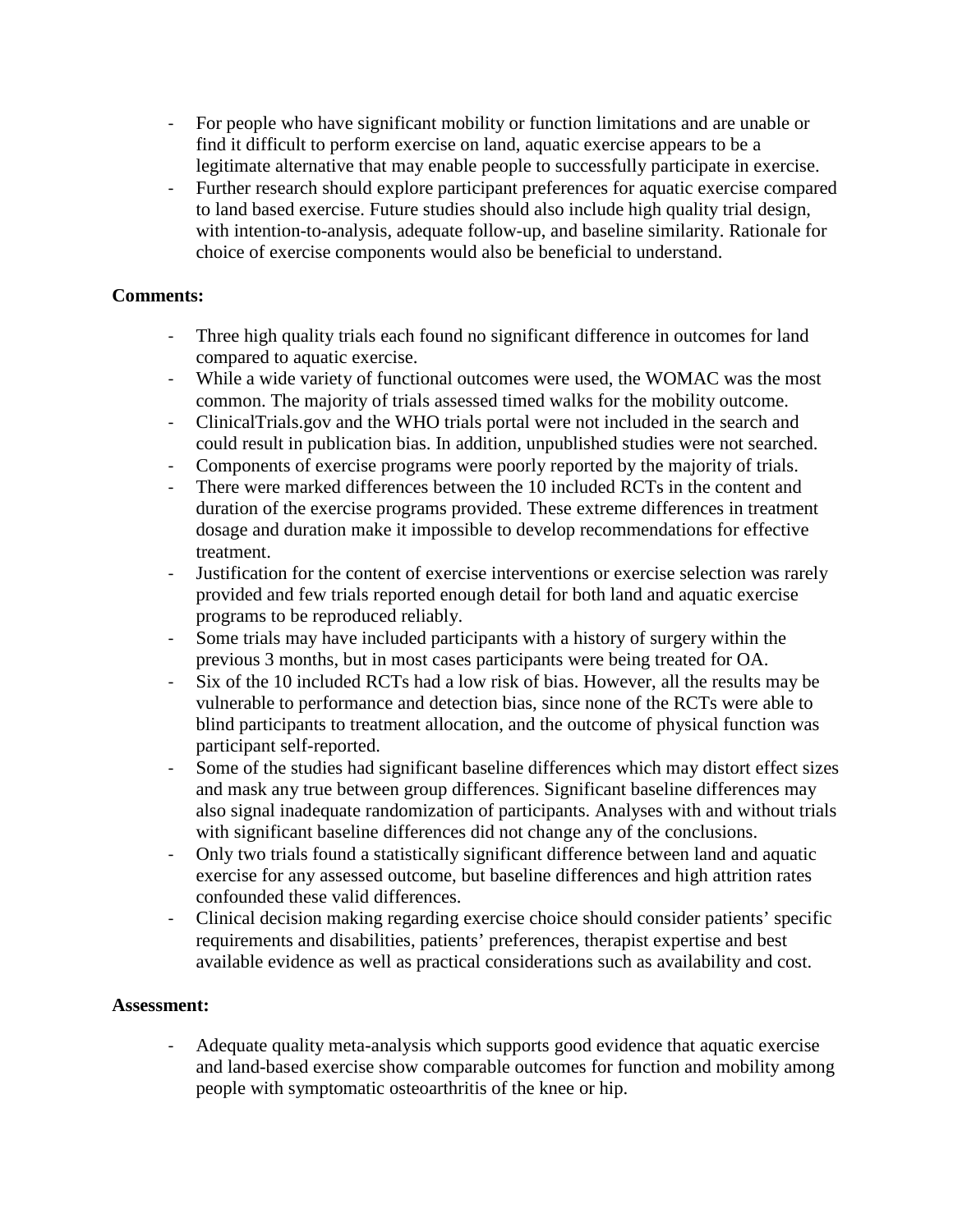- For people who have significant mobility or function limitations and are unable or find it difficult to perform exercise on land, aquatic exercise appears to be a legitimate alternative that may enable people to successfully participate in exercise.
- Further research should explore participant preferences for aquatic exercise compared to land based exercise. Future studies should also include high quality trial design, with intention-to-analysis, adequate follow-up, and baseline similarity. Rationale for choice of exercise components would also be beneficial to understand.

**Comments:**

- Three high quality trials each found no significant difference in outcomes for land compared to aquatic exercise.
- While a wide variety of functional outcomes were used, the WOMAC was the most common. The majority of trials assessed timed walks for the mobility outcome.
- ClinicalTrials.gov and the WHO trials portal were not included in the search and could result in publication bias. In addition, unpublished studies were not searched.
- Components of exercise programs were poorly reported by the majority of trials.
- There were marked differences between the 10 included RCTs in the content and duration of the exercise programs provided. These extreme differences in treatment dosage and duration make it impossible to develop recommendations for effective treatment.
- Justification for the content of exercise interventions or exercise selection was rarely provided and few trials reported enough detail for both land and aquatic exercise programs to be reproduced reliably.
- Some trials may have included participants with a history of surgery within the previous 3 months, but in most cases participants were being treated for OA.
- Six of the 10 included RCTs had a low risk of bias. However, all the results may be vulnerable to performance and detection bias, since none of the RCTs were able to blind participants to treatment allocation, and the outcome of physical function was participant self-reported.
- Some of the studies had significant baseline differences which may distort effect sizes and mask any true between group differences. Significant baseline differences may also signal inadequate randomization of participants. Analyses with and without trials with significant baseline differences did not change any of the conclusions.
- Only two trials found a statistically significant difference between land and aquatic exercise for any assessed outcome, but baseline differences and high attrition rates confounded these valid differences.
- Clinical decision making regarding exercise choice should consider patients' specific requirements and disabilities, patients' preferences, therapist expertise and best available evidence as well as practical considerations such as availability and cost.

**Assessment:**

- Adequate quality meta-analysis which supports good evidence that aquatic exercise and land-based exercise show comparable outcomes for function and mobility among people with symptomatic osteoarthritis of the knee or hip.